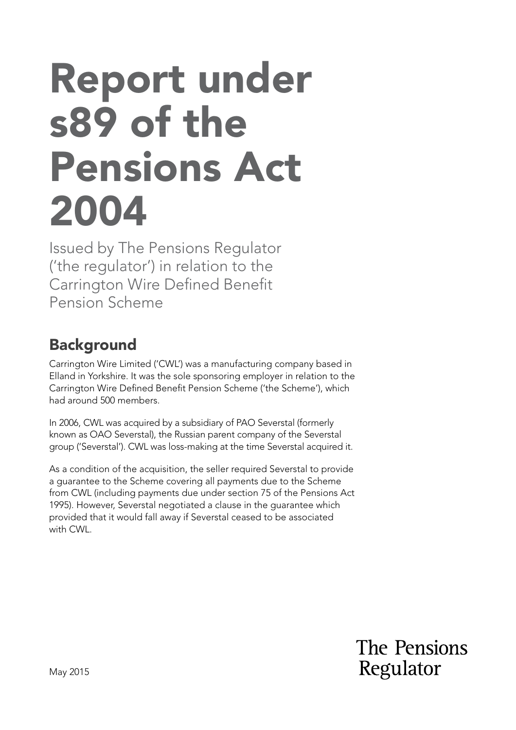# Report under s89 of the Pensions Act 2004

Issued by The Pensions Regulator ('the regulator') in relation to the Carrington Wire Defined Benefit Pension Scheme

## Background

Carrington Wire Limited ('CWL') was a manufacturing company based in Elland in Yorkshire. It was the sole sponsoring employer in relation to the Carrington Wire Defined Benefit Pension Scheme ('the Scheme'), which had around 500 members.

In 2006, CWL was acquired by a subsidiary of PAO Severstal (formerly known as OAO Severstal), the Russian parent company of the Severstal group ('Severstal'). CWL was loss-making at the time Severstal acquired it.

As a condition of the acquisition, the seller required Severstal to provide a guarantee to the Scheme covering all payments due to the Scheme from CWL (including payments due under section 75 of the Pensions Act 1995). However, Severstal negotiated a clause in the guarantee which provided that it would fall away if Severstal ceased to be associated with CWL.

May 2015

The Pensions Regulator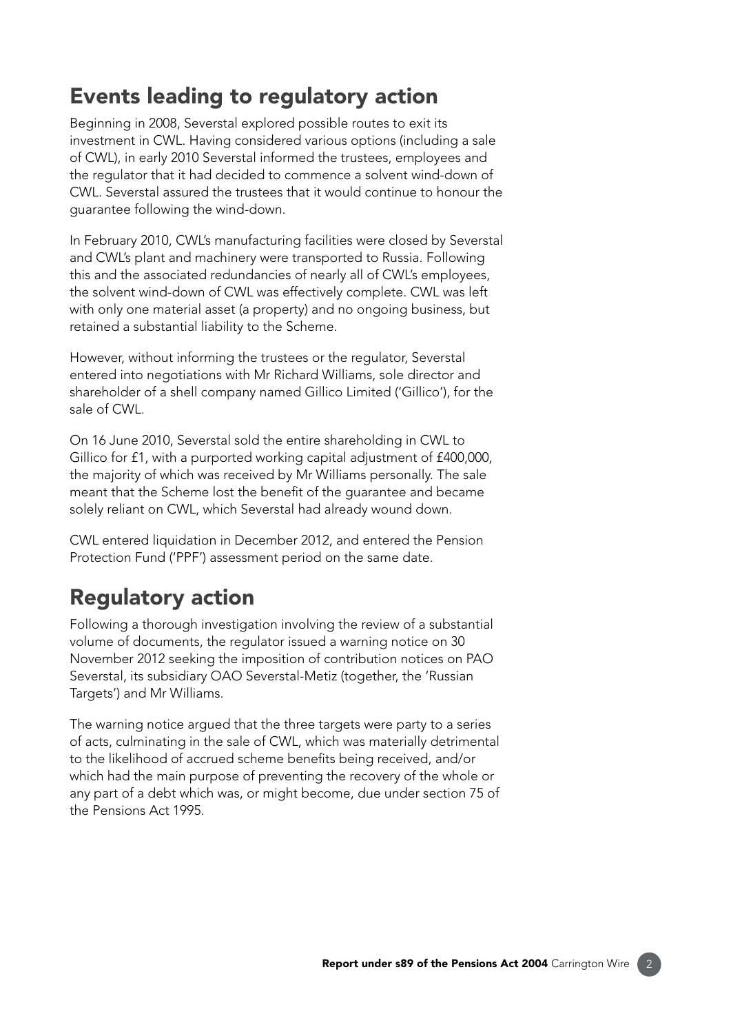## Events leading to regulatory action

Beginning in 2008, Severstal explored possible routes to exit its investment in CWL. Having considered various options (including a sale of CWL), in early 2010 Severstal informed the trustees, employees and the regulator that it had decided to commence a solvent wind-down of CWL. Severstal assured the trustees that it would continue to honour the guarantee following the wind-down.

In February 2010, CWL's manufacturing facilities were closed by Severstal and CWL's plant and machinery were transported to Russia. Following this and the associated redundancies of nearly all of CWL's employees, the solvent wind-down of CWL was effectively complete. CWL was left with only one material asset (a property) and no ongoing business, but retained a substantial liability to the Scheme.

However, without informing the trustees or the regulator, Severstal entered into negotiations with Mr Richard Williams, sole director and shareholder of a shell company named Gillico Limited ('Gillico'), for the sale of CWL.

On 16 June 2010, Severstal sold the entire shareholding in CWL to Gillico for £1, with a purported working capital adjustment of £400,000, the majority of which was received by Mr Williams personally. The sale meant that the Scheme lost the benefit of the guarantee and became solely reliant on CWL, which Severstal had already wound down.

CWL entered liquidation in December 2012, and entered the Pension Protection Fund ('PPF') assessment period on the same date.

## Regulatory action

Following a thorough investigation involving the review of a substantial volume of documents, the regulator issued a warning notice on 30 November 2012 seeking the imposition of contribution notices on PAO Severstal, its subsidiary OAO Severstal-Metiz (together, the 'Russian Targets') and Mr Williams.

The warning notice argued that the three targets were party to a series of acts, culminating in the sale of CWL, which was materially detrimental to the likelihood of accrued scheme benefits being received, and/or which had the main purpose of preventing the recovery of the whole or any part of a debt which was, or might become, due under section 75 of the Pensions Act 1995.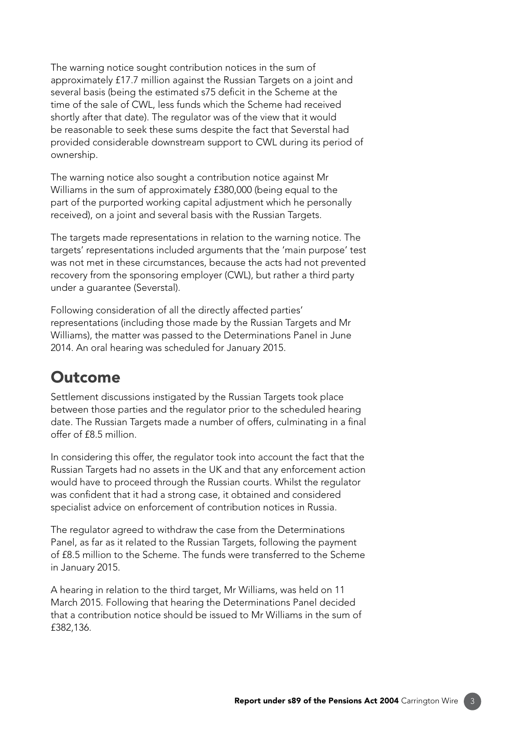The warning notice sought contribution notices in the sum of approximately £17.7 million against the Russian Targets on a joint and several basis (being the estimated s75 deficit in the Scheme at the time of the sale of CWL, less funds which the Scheme had received shortly after that date). The regulator was of the view that it would be reasonable to seek these sums despite the fact that Severstal had provided considerable downstream support to CWL during its period of ownership.

The warning notice also sought a contribution notice against Mr Williams in the sum of approximately £380,000 (being equal to the part of the purported working capital adjustment which he personally received), on a joint and several basis with the Russian Targets.

The targets made representations in relation to the warning notice. The targets' representations included arguments that the 'main purpose' test was not met in these circumstances, because the acts had not prevented recovery from the sponsoring employer (CWL), but rather a third party under a guarantee (Severstal).

Following consideration of all the directly affected parties' representations (including those made by the Russian Targets and Mr Williams), the matter was passed to the Determinations Panel in June 2014. An oral hearing was scheduled for January 2015.

## Outcome

Settlement discussions instigated by the Russian Targets took place between those parties and the regulator prior to the scheduled hearing date. The Russian Targets made a number of offers, culminating in a final offer of £8.5 million.

In considering this offer, the regulator took into account the fact that the Russian Targets had no assets in the UK and that any enforcement action would have to proceed through the Russian courts. Whilst the regulator was confident that it had a strong case, it obtained and considered specialist advice on enforcement of contribution notices in Russia.

The regulator agreed to withdraw the case from the Determinations Panel, as far as it related to the Russian Targets, following the payment of £8.5 million to the Scheme. The funds were transferred to the Scheme in January 2015.

A hearing in relation to the third target, Mr Williams, was held on 11 March 2015. Following that hearing the Determinations Panel decided that a contribution notice should be issued to Mr Williams in the sum of £382,136.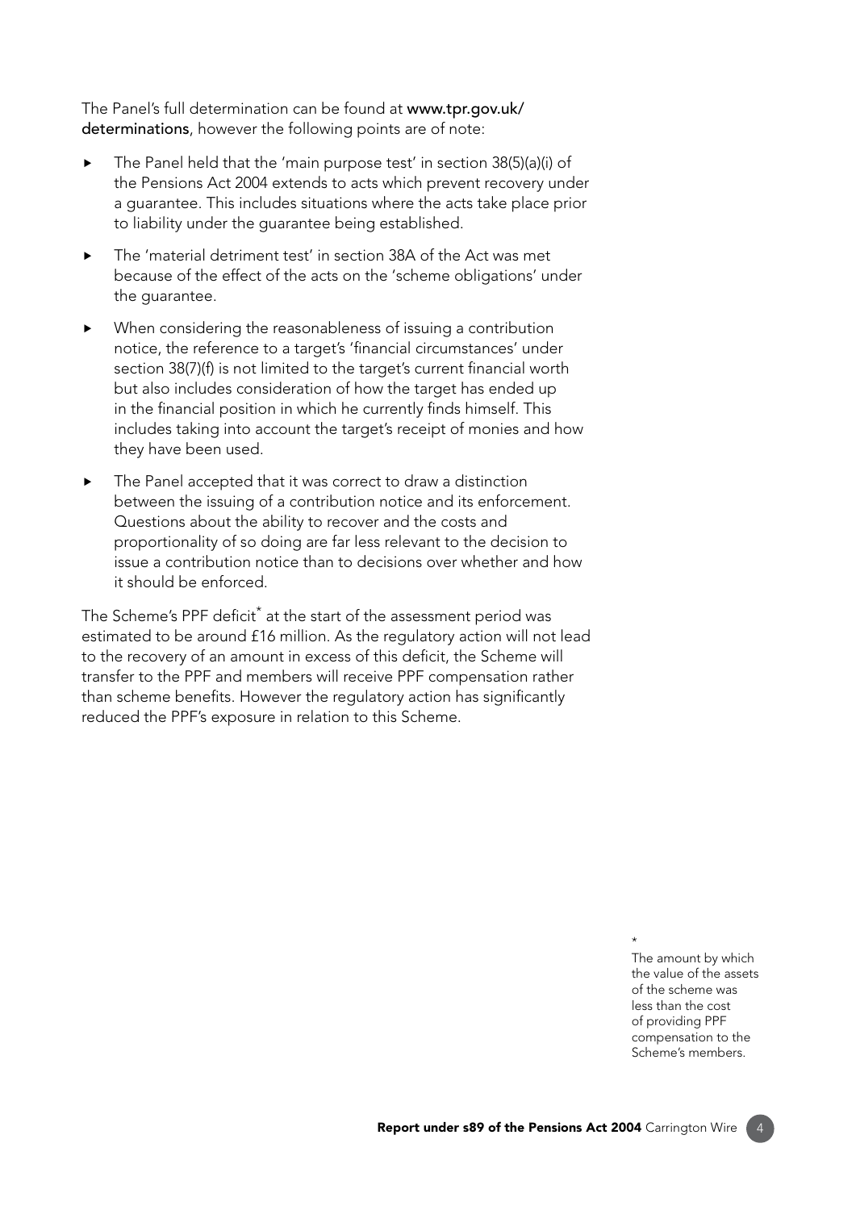The Panel's full determination can be found at **www.tpr.gov.uk/determinations**, however the following points are of note:

- The Panel held that the 'main purpose test' in section 38(5)(a)(i) of the Pensions Act 2004 extends to acts which prevent recovery under a guarantee. This includes situations where the acts take place prior to liability under the guarantee being established.
- The 'material detriment test' in section 38A of the Act was met because of the effect of the acts on the 'scheme obligations' under the guarantee.
- When considering the reasonableness of issuing a contribution notice, the reference to a target's 'financial circumstances' under section 38(7)(f) is not limited to the target's current financial worth but also includes consideration of how the target has ended up in the financial position in which he currently finds himself. This includes taking into account the target's receipt of monies and how they have been used.
- The Panel accepted that it was correct to draw a distinction between the issuing of a contribution notice and its enforcement. Questions about the ability to recover and the costs and proportionality of so doing are far less relevant to the decision to issue a contribution notice than to decisions over whether and how it should be enforced.

The Scheme's PPF deficit* at the start of the assessment period was estimated to be around £16 million. As the regulatory action will not lead to the recovery of an amount in excess of this deficit, the Scheme will transfer to the PPF and members will receive PPF compensation rather than scheme benefits. However the regulatory action has significantly reduced the PPF's exposure in relation to this Scheme.

\* The amount by which the value of the assets of the scheme was less than the cost of providing PPF compensation to the Scheme's members.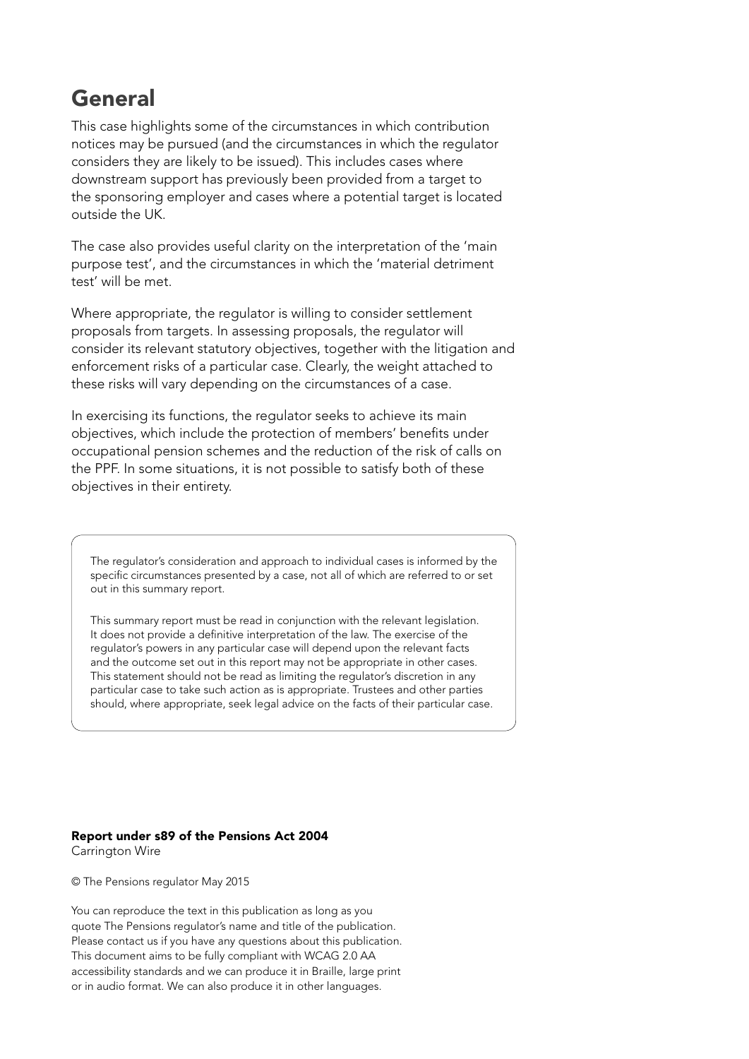## General

This case highlights some of the circumstances in which contribution notices may be pursued (and the circumstances in which the regulator considers they are likely to be issued). This includes cases where downstream support has previously been provided from a target to the sponsoring employer and cases where a potential target is located outside the UK.

The case also provides useful clarity on the interpretation of the 'main purpose test', and the circumstances in which the 'material detriment test' will be met.

Where appropriate, the regulator is willing to consider settlement proposals from targets. In assessing proposals, the regulator will consider its relevant statutory objectives, together with the litigation and enforcement risks of a particular case. Clearly, the weight attached to these risks will vary depending on the circumstances of a case.

In exercising its functions, the regulator seeks to achieve its main objectives, which include the protection of members' benefits under occupational pension schemes and the reduction of the risk of calls on the PPF. In some situations, it is not possible to satisfy both of these objectives in their entirety.

The regulator's consideration and approach to individual cases is informed by the specific circumstances presented by a case, not all of which are referred to or set out in this summary report.

This summary report must be read in conjunction with the relevant legislation. It does not provide a definitive interpretation of the law. The exercise of the regulator's powers in any particular case will depend upon the relevant facts and the outcome set out in this report may not be appropriate in other cases. This statement should not be read as limiting the regulator's discretion in any particular case to take such action as is appropriate. Trustees and other parties should, where appropriate, seek legal advice on the facts of their particular case.

**Report under s89 of the Pensions Act 2004**
Carrington Wire

© The Pensions regulator May 2015

You can reproduce the text in this publication as long as you quote The Pensions regulator's name and title of the publication. Please contact us if you have any questions about this publication. This document aims to be fully compliant with WCAG 2.0 AA accessibility standards and we can produce it in Braille, large print or in audio format. We can also produce it in other languages.